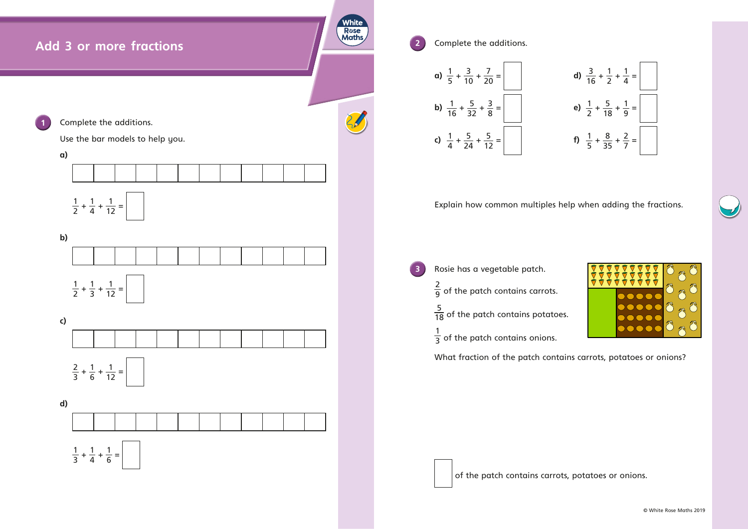# Add 3 or more fractions

**1** Complete the additions.

Use the bar models to help you.

**a)**

$\frac{1}{2} + \frac{1}{4} + \frac{1}{12} = \square$

**b)**

$\frac{1}{2} + \frac{1}{3} + \frac{1}{12} = \square$

**c)**

$\frac{2}{3} + \frac{1}{6} + \frac{1}{12} = \square$

**d)**

$\frac{1}{3} + \frac{1}{4} + \frac{1}{6} = \square$

**2** Complete the additions.

**a)** $\frac{1}{5} + \frac{3}{10} + \frac{7}{20} = \square$

**b)** $\frac{1}{16} + \frac{5}{32} + \frac{3}{8} = \square$

**c)** $\frac{1}{4} + \frac{5}{24} + \frac{5}{12} = \square$

**d)** $\frac{3}{16} + \frac{1}{2} + \frac{1}{4} = \square$

**e)** $\frac{1}{2} + \frac{5}{18} + \frac{1}{9} = \square$

**f)** $\frac{1}{5} + \frac{8}{35} + \frac{2}{7} = \square$

Explain how common multiples help when adding the fractions.

**3** Rosie has a vegetable patch.

$\frac{2}{9}$ of the patch contains carrots.

$\frac{5}{18}$ of the patch contains potatoes.

$\frac{1}{3}$ of the patch contains onions.

What fraction of the patch contains carrots, potatoes or onions?

$\square$ of the patch contains carrots, potatoes or onions.

© White Rose Maths 2019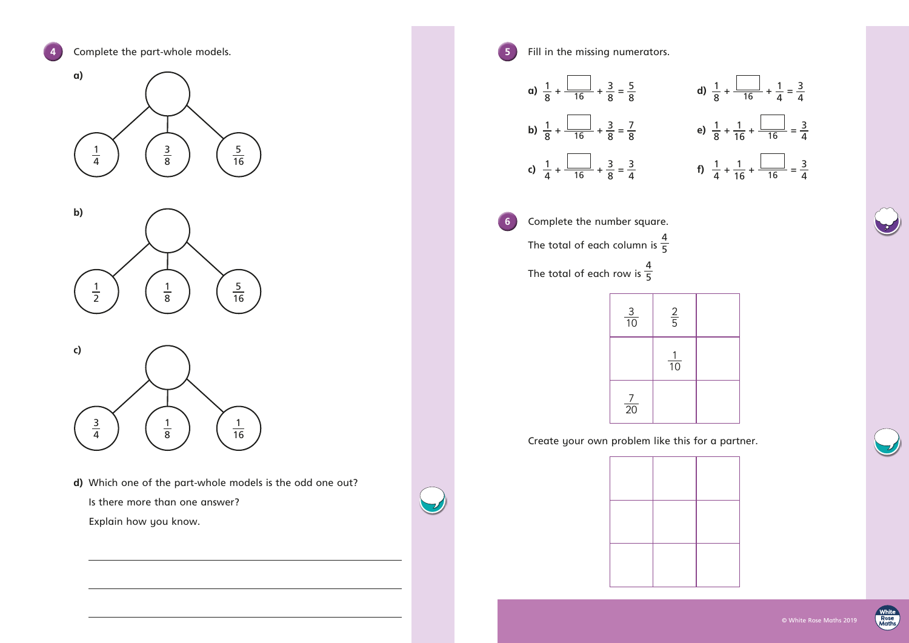**4** Complete the part-whole models.

**a)** Whole: ( ) — Parts: $\frac{1}{4}$, $\frac{3}{8}$, $\frac{5}{16}$

**b)** Whole: ( ) — Parts: $\frac{1}{2}$, $\frac{1}{8}$, $\frac{5}{16}$

**c)** Whole: ( ) — Parts: $\frac{3}{4}$, $\frac{1}{8}$, $\frac{1}{16}$

**d)** Which one of the part-whole models is the odd one out?

Is there more than one answer?

Explain how you know.

\_\_\_\_\_\_\_\_\_\_\_\_\_\_\_\_\_\_\_\_\_\_\_\_\_\_\_\_\_\_\_\_\_\_\_\_\_\_\_\_\_\_\_\_

\_\_\_\_\_\_\_\_\_\_\_\_\_\_\_\_\_\_\_\_\_\_\_\_\_\_\_\_\_\_\_\_\_\_\_\_\_\_\_\_\_\_\_\_

\_\_\_\_\_\_\_\_\_\_\_\_\_\_\_\_\_\_\_\_\_\_\_\_\_\_\_\_\_\_\_\_\_\_\_\_\_\_\_\_\_\_\_\_

**5** Fill in the missing numerators.

**a)** $\frac{1}{8} + \frac{\square}{16} + \frac{3}{8} = \frac{5}{8}$

**b)** $\frac{1}{8} + \frac{\square}{16} + \frac{3}{8} = \frac{7}{8}$

**c)** $\frac{1}{4} + \frac{\square}{16} + \frac{3}{8} = \frac{3}{4}$

**d)** $\frac{1}{8} + \frac{\square}{16} + \frac{1}{4} = \frac{3}{4}$

**e)** $\frac{1}{8} + \frac{1}{16} + \frac{\square}{16} = \frac{3}{4}$

**f)** $\frac{1}{4} + \frac{1}{16} + \frac{\square}{16} = \frac{3}{4}$

**6** Complete the number square.

The total of each column is $\frac{4}{5}$

The total of each row is $\frac{4}{5}$

| | | |
|---|---|---|
| $\frac{3}{10}$ | $\frac{2}{5}$ | |
| | $\frac{1}{10}$ | |
| $\frac{7}{20}$ | | |

Create your own problem like this for a partner.

| | | |
|---|---|---|
| | | |
| | | |
| | | |